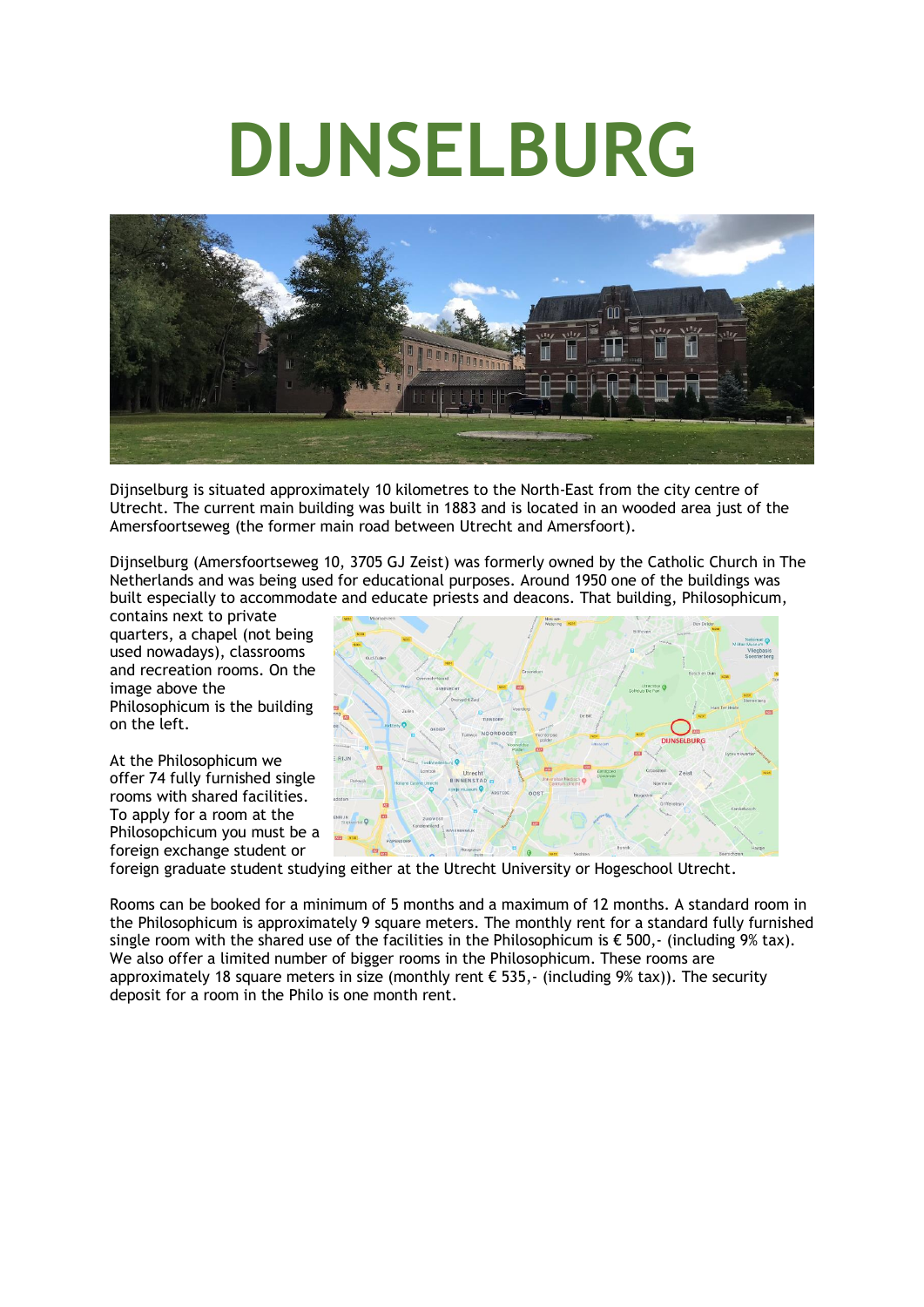# DIJNSELBURG

Dijnselburg is situated approximately 10 kilometres to the North-East from the city centre of Utrecht. The current main building was built in 1883 and is located in an wooded area just of the Amersfoortseweg (the former main road between Utrecht and Amersfoort).

Dijnselburg (Amersfoortseweg 10, 3705 GJ Zeist) was formerly owned by the Catholic Church in The Netherlands and was being used for educational purposes. Around 1950 one of the buildings was built especially to accommodate and educate priests and deacons. That building, Philosophicum, contains next to private quarters, a chapel (not being used nowadays), classrooms and recreation rooms. On the image above the Philosophicum is the building on the left.

At the Philosophicum we offer 74 fully furnished single rooms with shared facilities. To apply for a room at the Philosopchicum you must be a foreign exchange student or foreign graduate student studying either at the Utrecht University or Hogeschool Utrecht.

Rooms can be booked for a minimum of 5 months and a maximum of 12 months. A standard room in the Philosophicum is approximately 9 square meters. The monthly rent for a standard fully furnished single room with the shared use of the facilities in the Philosophicum is € 500,- (including 9% tax). We also offer a limited number of bigger rooms in the Philosophicum. These rooms are approximately 18 square meters in size (monthly rent € 535,- (including 9% tax)). The security deposit for a room in the Philo is one month rent.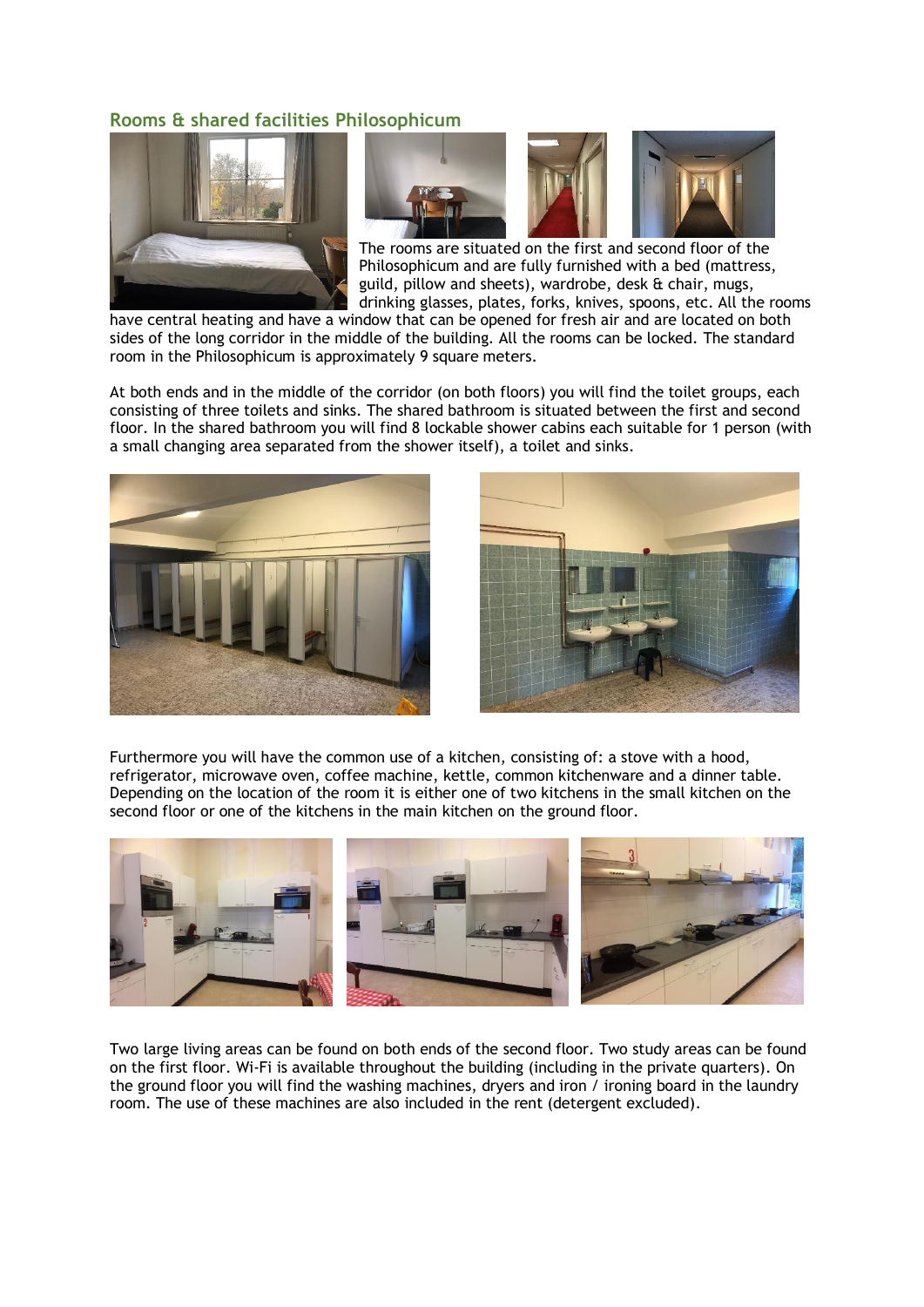## Rooms & shared facilities Philosophicum

The rooms are situated on the first and second floor of the Philosophicum and are fully furnished with a bed (mattress, guild, pillow and sheets), wardrobe, desk & chair, mugs, drinking glasses, plates, forks, knives, spoons, etc. All the rooms have central heating and have a window that can be opened for fresh air and are located on both sides of the long corridor in the middle of the building. All the rooms can be locked. The standard room in the Philosophicum is approximately 9 square meters.

At both ends and in the middle of the corridor (on both floors) you will find the toilet groups, each consisting of three toilets and sinks. The shared bathroom is situated between the first and second floor. In the shared bathroom you will find 8 lockable shower cabins each suitable for 1 person (with a small changing area separated from the shower itself), a toilet and sinks.

Furthermore you will have the common use of a kitchen, consisting of: a stove with a hood, refrigerator, microwave oven, coffee machine, kettle, common kitchenware and a dinner table. Depending on the location of the room it is either one of two kitchens in the small kitchen on the second floor or one of the kitchens in the main kitchen on the ground floor.

Two large living areas can be found on both ends of the second floor. Two study areas can be found on the first floor. Wi-Fi is available throughout the building (including in the private quarters). On the ground floor you will find the washing machines, dryers and iron / ironing board in the laundry room. The use of these machines are also included in the rent (detergent excluded).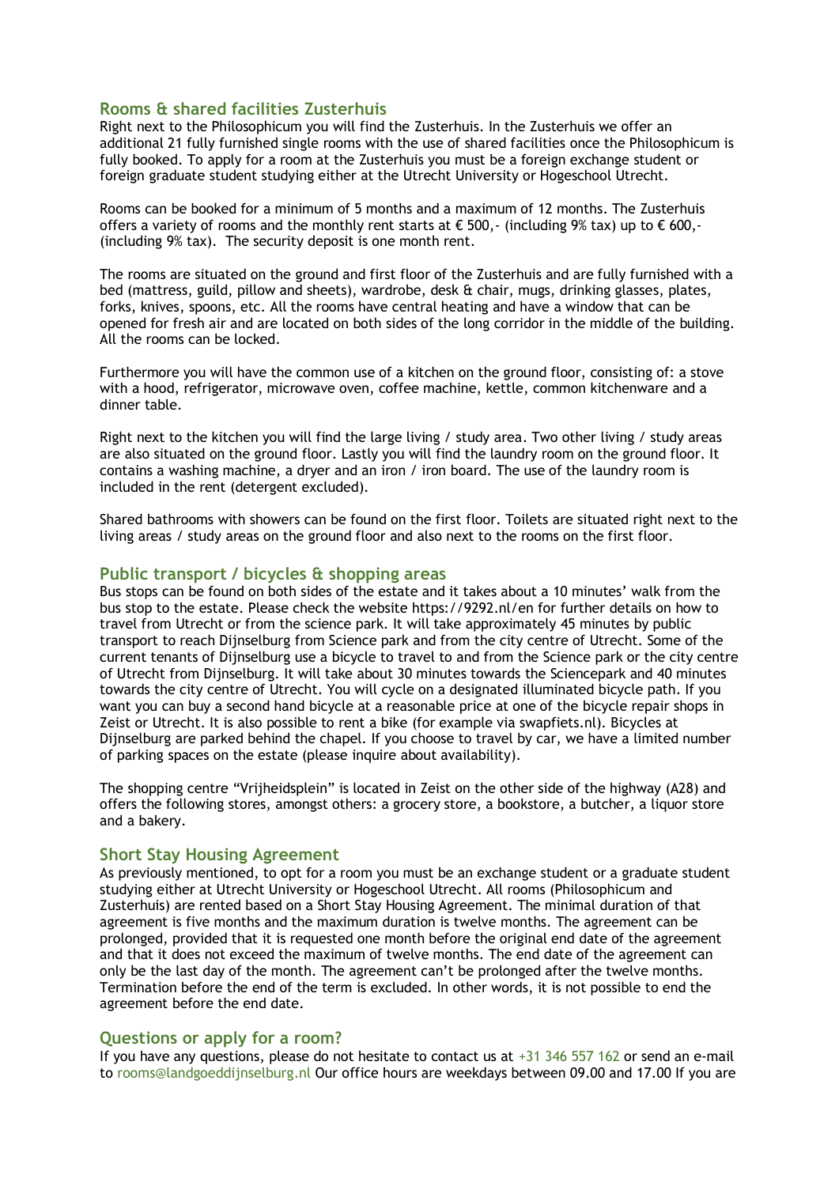## Rooms & shared facilities Zusterhuis

Right next to the Philosophicum you will find the Zusterhuis. In the Zusterhuis we offer an additional 21 fully furnished single rooms with the use of shared facilities once the Philosophicum is fully booked. To apply for a room at the Zusterhuis you must be a foreign exchange student or foreign graduate student studying either at the Utrecht University or Hogeschool Utrecht.

Rooms can be booked for a minimum of 5 months and a maximum of 12 months. The Zusterhuis offers a variety of rooms and the monthly rent starts at € 500,- (including 9% tax) up to € 600,- (including 9% tax). The security deposit is one month rent.

The rooms are situated on the ground and first floor of the Zusterhuis and are fully furnished with a bed (mattress, guild, pillow and sheets), wardrobe, desk & chair, mugs, drinking glasses, plates, forks, knives, spoons, etc. All the rooms have central heating and have a window that can be opened for fresh air and are located on both sides of the long corridor in the middle of the building. All the rooms can be locked.

Furthermore you will have the common use of a kitchen on the ground floor, consisting of: a stove with a hood, refrigerator, microwave oven, coffee machine, kettle, common kitchenware and a dinner table.

Right next to the kitchen you will find the large living / study area. Two other living / study areas are also situated on the ground floor. Lastly you will find the laundry room on the ground floor. It contains a washing machine, a dryer and an iron / iron board. The use of the laundry room is included in the rent (detergent excluded).

Shared bathrooms with showers can be found on the first floor. Toilets are situated right next to the living areas / study areas on the ground floor and also next to the rooms on the first floor.

## Public transport / bicycles & shopping areas

Bus stops can be found on both sides of the estate and it takes about a 10 minutes' walk from the bus stop to the estate. Please check the website https://9292.nl/en for further details on how to travel from Utrecht or from the science park. It will take approximately 45 minutes by public transport to reach Dijnselburg from Science park and from the city centre of Utrecht. Some of the current tenants of Dijnselburg use a bicycle to travel to and from the Science park or the city centre of Utrecht from Dijnselburg. It will take about 30 minutes towards the Sciencepark and 40 minutes towards the city centre of Utrecht. You will cycle on a designated illuminated bicycle path. If you want you can buy a second hand bicycle at a reasonable price at one of the bicycle repair shops in Zeist or Utrecht. It is also possible to rent a bike (for example via swapfiets.nl). Bicycles at Dijnselburg are parked behind the chapel. If you choose to travel by car, we have a limited number of parking spaces on the estate (please inquire about availability).

The shopping centre "Vrijheidsplein" is located in Zeist on the other side of the highway (A28) and offers the following stores, amongst others: a grocery store, a bookstore, a butcher, a liquor store and a bakery.

## Short Stay Housing Agreement

As previously mentioned, to opt for a room you must be an exchange student or a graduate student studying either at Utrecht University or Hogeschool Utrecht. All rooms (Philosophicum and Zusterhuis) are rented based on a Short Stay Housing Agreement. The minimal duration of that agreement is five months and the maximum duration is twelve months. The agreement can be prolonged, provided that it is requested one month before the original end date of the agreement and that it does not exceed the maximum of twelve months. The end date of the agreement can only be the last day of the month. The agreement can't be prolonged after the twelve months. Termination before the end of the term is excluded. In other words, it is not possible to end the agreement before the end date.

## Questions or apply for a room?

If you have any questions, please do not hesitate to contact us at +31 346 557 162 or send an e-mail to rooms@landgoeddijnselburg.nl Our office hours are weekdays between 09.00 and 17.00 If you are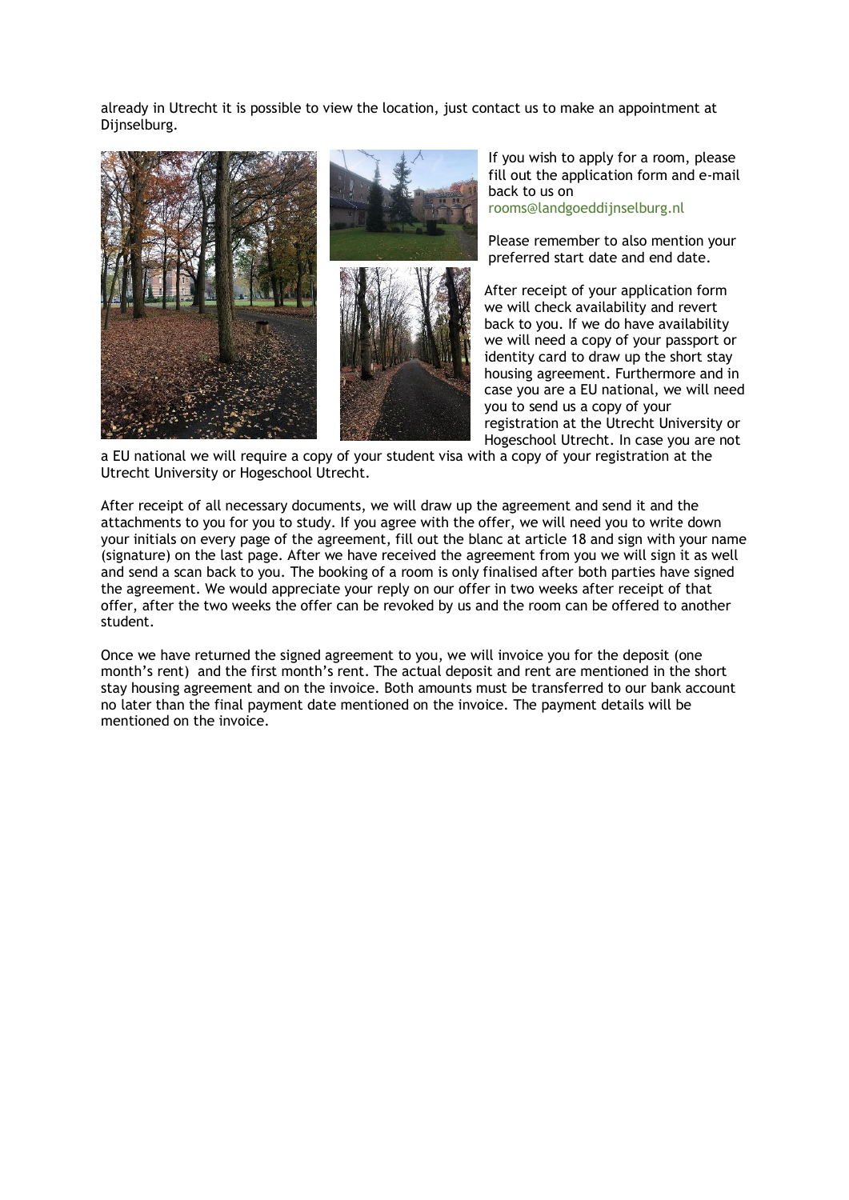already in Utrecht it is possible to view the location, just contact us to make an appointment at Dijnselburg.

If you wish to apply for a room, please fill out the application form and e-mail back to us on rooms@landgoeddijnselburg.nl

Please remember to also mention your preferred start date and end date.

After receipt of your application form we will check availability and revert back to you. If we do have availability we will need a copy of your passport or identity card to draw up the short stay housing agreement. Furthermore and in case you are a EU national, we will need you to send us a copy of your registration at the Utrecht University or Hogeschool Utrecht. In case you are not a EU national we will require a copy of your student visa with a copy of your registration at the Utrecht University or Hogeschool Utrecht.

After receipt of all necessary documents, we will draw up the agreement and send it and the attachments to you for you to study. If you agree with the offer, we will need you to write down your initials on every page of the agreement, fill out the blanc at article 18 and sign with your name (signature) on the last page. After we have received the agreement from you we will sign it as well and send a scan back to you. The booking of a room is only finalised after both parties have signed the agreement. We would appreciate your reply on our offer in two weeks after receipt of that offer, after the two weeks the offer can be revoked by us and the room can be offered to another student.

Once we have returned the signed agreement to you, we will invoice you for the deposit (one month's rent) and the first month's rent. The actual deposit and rent are mentioned in the short stay housing agreement and on the invoice. Both amounts must be transferred to our bank account no later than the final payment date mentioned on the invoice. The payment details will be mentioned on the invoice.